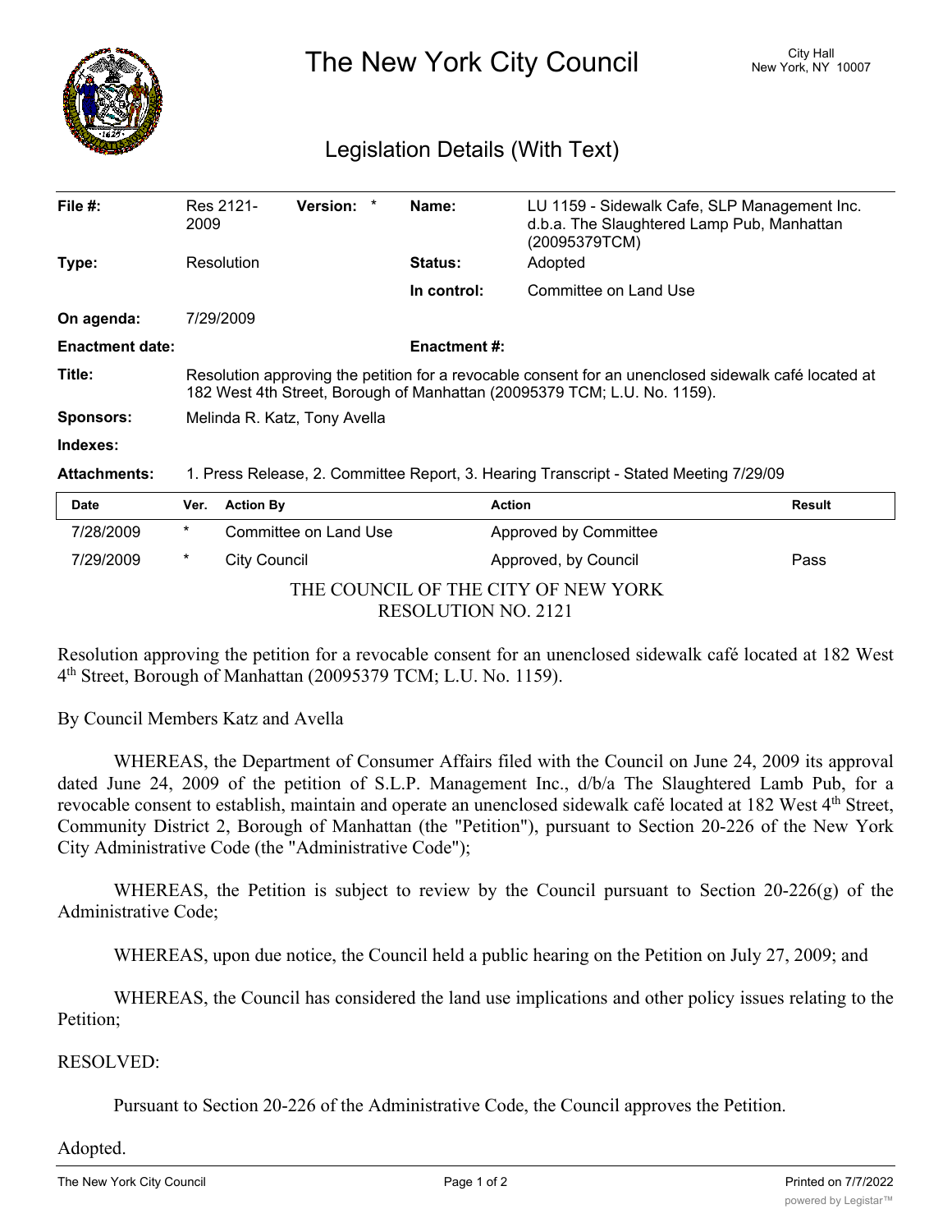# The New York City Council

City Hall
New York, NY 10007

## Legislation Details (With Text)

| | | | |
|---|---|---|---|
| **File #:** | Res 2121-2009 **Version:** * | **Name:** | LU 1159 - Sidewalk Cafe, SLP Management Inc. d.b.a. The Slaughtered Lamp Pub, Manhattan (20095379TCM) |
| **Type:** | Resolution | **Status:** | Adopted |
| | | **In control:** | Committee on Land Use |
| **On agenda:** | 7/29/2009 | | |
| **Enactment date:** | | **Enactment #:** | |
| **Title:** | Resolution approving the petition for a revocable consent for an unenclosed sidewalk café located at 182 West 4th Street, Borough of Manhattan (20095379 TCM; L.U. No. 1159). | | |
| **Sponsors:** | Melinda R. Katz, Tony Avella | | |
| **Indexes:** | | | |
| **Attachments:** | 1. Press Release, 2. Committee Report, 3. Hearing Transcript - Stated Meeting 7/29/09 | | |

| Date | Ver. | Action By | Action | Result |
|---|---|---|---|---|
| 7/28/2009 | * | Committee on Land Use | Approved by Committee | |
| 7/29/2009 | * | City Council | Approved, by Council | Pass |

THE COUNCIL OF THE CITY OF NEW YORK
RESOLUTION NO. 2121

Resolution approving the petition for a revocable consent for an unenclosed sidewalk café located at 182 West 4th Street, Borough of Manhattan (20095379 TCM; L.U. No. 1159).

By Council Members Katz and Avella

WHEREAS, the Department of Consumer Affairs filed with the Council on June 24, 2009 its approval dated June 24, 2009 of the petition of S.L.P. Management Inc., d/b/a The Slaughtered Lamb Pub, for a revocable consent to establish, maintain and operate an unenclosed sidewalk café located at 182 West 4th Street, Community District 2, Borough of Manhattan (the "Petition"), pursuant to Section 20-226 of the New York City Administrative Code (the "Administrative Code");

WHEREAS, the Petition is subject to review by the Council pursuant to Section 20-226(g) of the Administrative Code;

WHEREAS, upon due notice, the Council held a public hearing on the Petition on July 27, 2009; and

WHEREAS, the Council has considered the land use implications and other policy issues relating to the Petition;

RESOLVED:

Pursuant to Section 20-226 of the Administrative Code, the Council approves the Petition.

Adopted.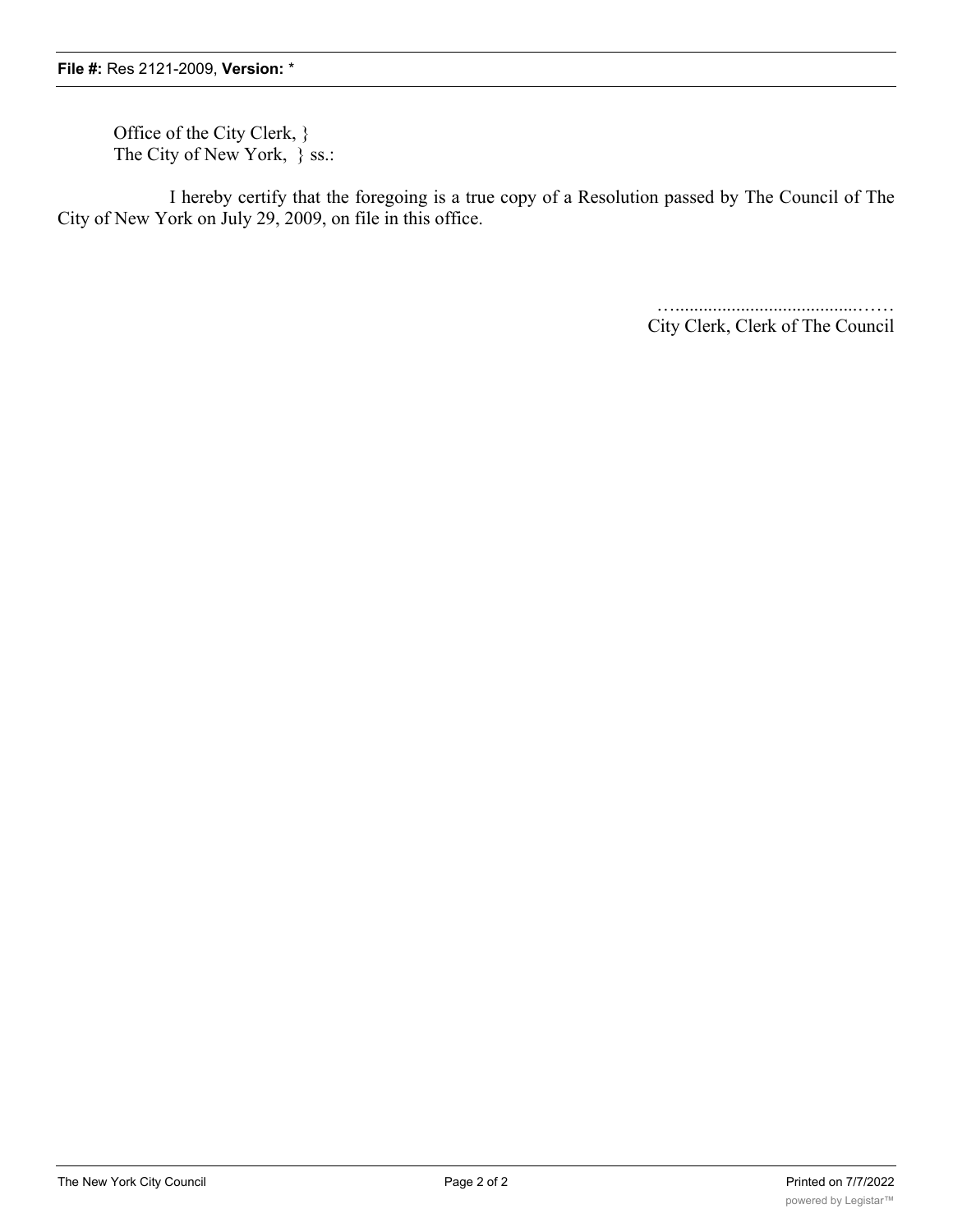Office of the City Clerk, }
The City of New York, } ss.:

I hereby certify that the foregoing is a true copy of a Resolution passed by The Council of The City of New York on July 29, 2009, on file in this office.

…..........................................……
City Clerk, Clerk of The Council